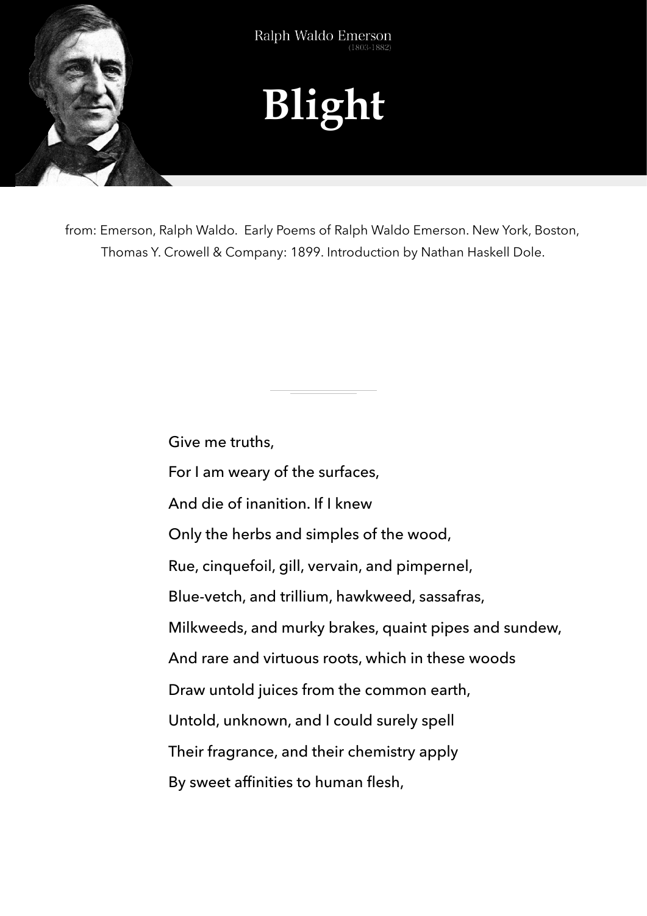Ralph Waldo Emerson
(1803-1882)

# Blight

from: Emerson, Ralph Waldo. Early Poems of Ralph Waldo Emerson. New York, Boston, Thomas Y. Crowell & Company: 1899. Introduction by Nathan Haskell Dole.

---

Give me truths,  
For I am weary of the surfaces,  
And die of inanition. If I knew  
Only the herbs and simples of the wood,  
Rue, cinquefoil, gill, vervain, and pimpernel,  
Blue-vetch, and trillium, hawkweed, sassafras,  
Milkweeds, and murky brakes, quaint pipes and sundew,  
And rare and virtuous roots, which in these woods  
Draw untold juices from the common earth,  
Untold, unknown, and I could surely spell  
Their fragrance, and their chemistry apply  
By sweet affinities to human flesh,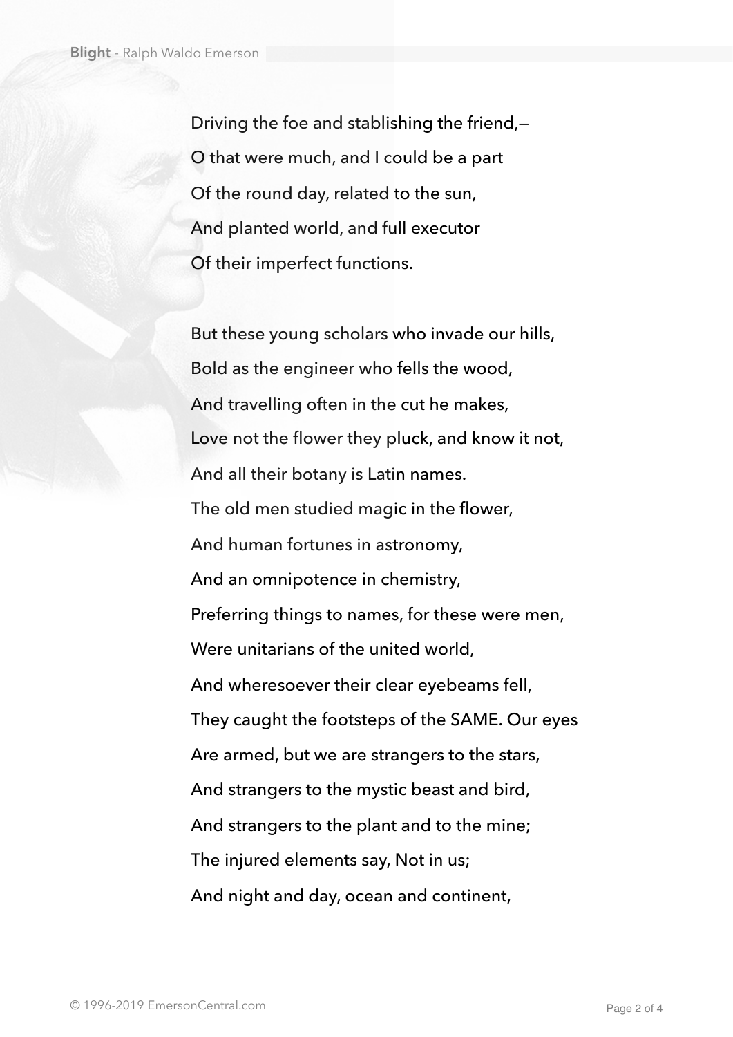Driving the foe and stablishing the friend,—
O that were much, and I could be a part
Of the round day, related to the sun,
And planted world, and full executor
Of their imperfect functions.

But these young scholars who invade our hills,
Bold as the engineer who fells the wood,
And travelling often in the cut he makes,
Love not the flower they pluck, and know it not,
And all their botany is Latin names.
The old men studied magic in the flower,
And human fortunes in astronomy,
And an omnipotence in chemistry,
Preferring things to names, for these were men,
Were unitarians of the united world,
And wheresoever their clear eyebeams fell,
They caught the footsteps of the SAME. Our eyes
Are armed, but we are strangers to the stars,
And strangers to the mystic beast and bird,
And strangers to the plant and to the mine;
The injured elements say, Not in us;
And night and day, ocean and continent,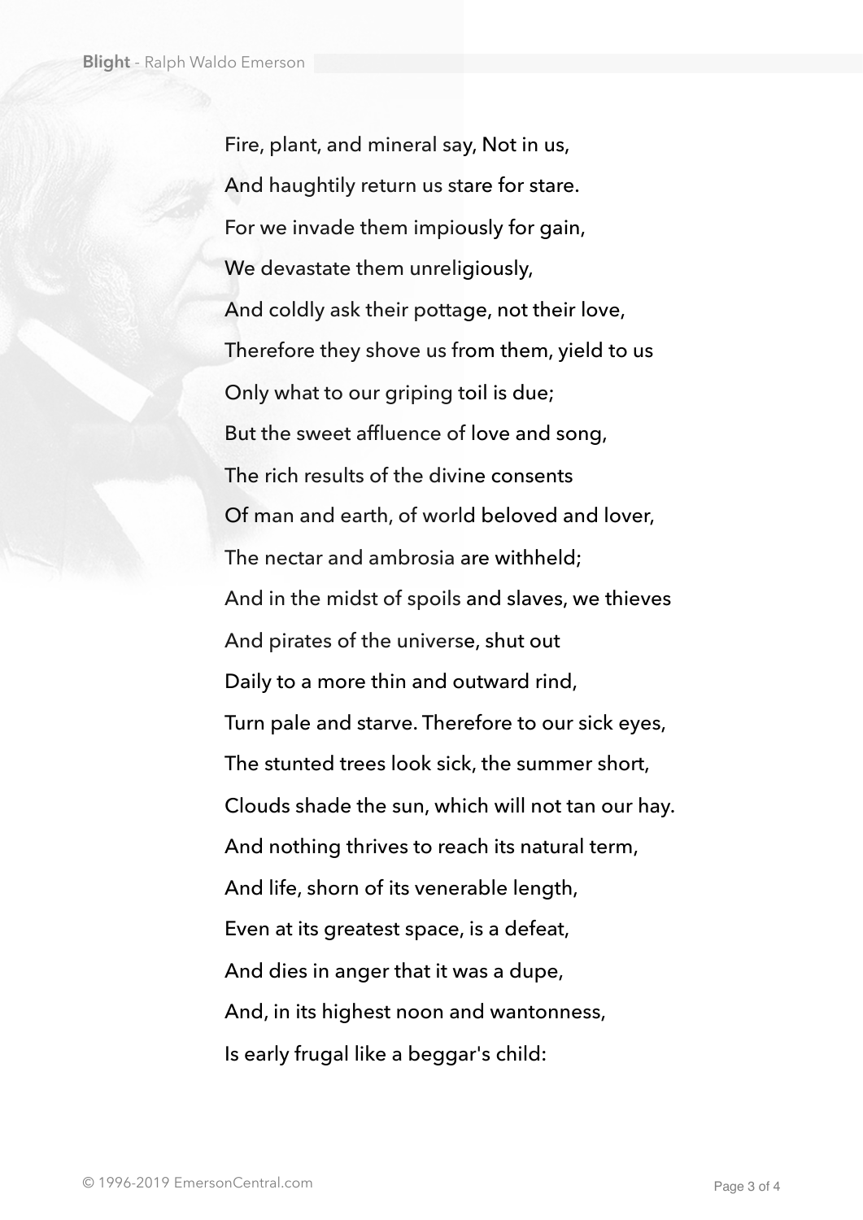Fire, plant, and mineral say, Not in us,  
And haughtily return us stare for stare.  
For we invade them impiously for gain,  
We devastate them unreligiously,  
And coldly ask their pottage, not their love,  
Therefore they shove us from them, yield to us  
Only what to our griping toil is due;  
But the sweet affluence of love and song,  
The rich results of the divine consents  
Of man and earth, of world beloved and lover,  
The nectar and ambrosia are withheld;  
And in the midst of spoils and slaves, we thieves  
And pirates of the universe, shut out  
Daily to a more thin and outward rind,  
Turn pale and starve. Therefore to our sick eyes,  
The stunted trees look sick, the summer short,  
Clouds shade the sun, which will not tan our hay.  
And nothing thrives to reach its natural term,  
And life, shorn of its venerable length,  
Even at its greatest space, is a defeat,  
And dies in anger that it was a dupe,  
And, in its highest noon and wantonness,  
Is early frugal like a beggar's child: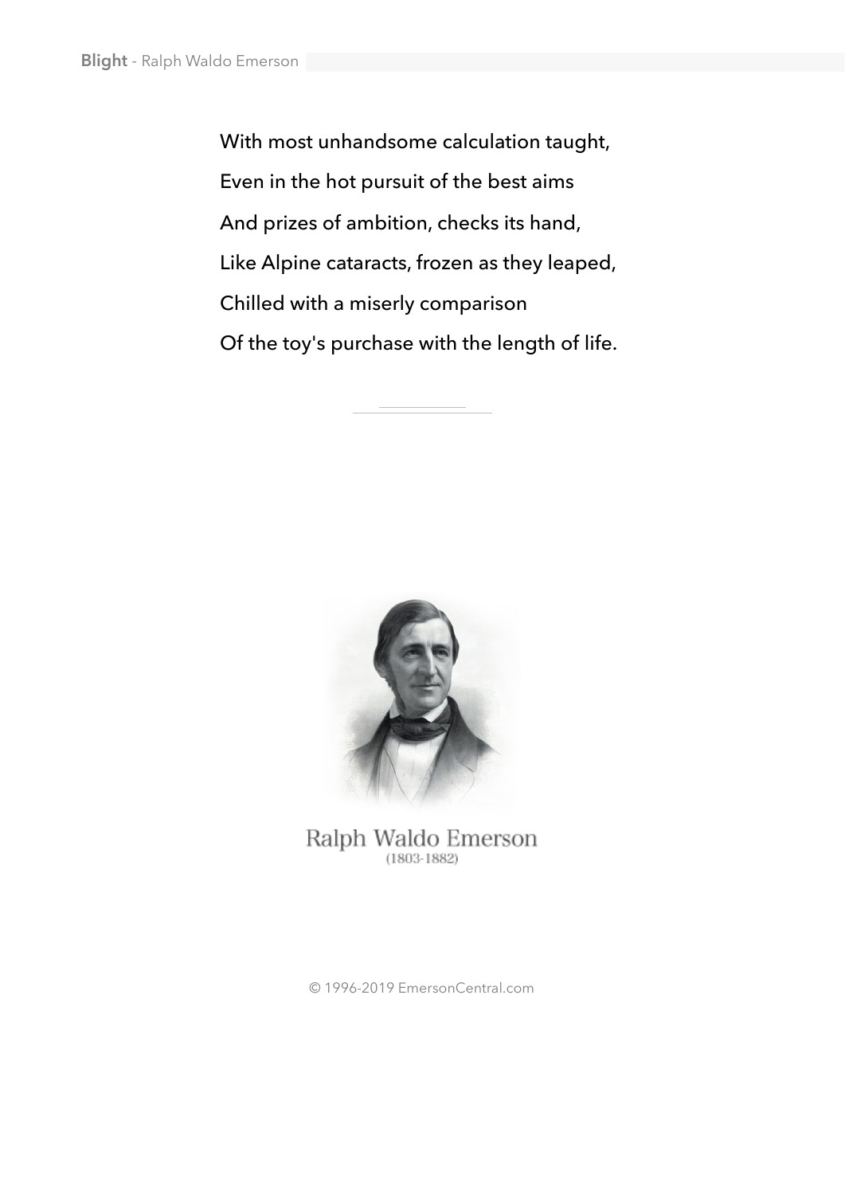With most unhandsome calculation taught,

Even in the hot pursuit of the best aims

And prizes of ambition, checks its hand,

Like Alpine cataracts, frozen as they leaped,

Chilled with a miserly comparison

Of the toy's purchase with the length of life.

---

Ralph Waldo Emerson
(1803-1882)

© 1996-2019 EmersonCentral.com